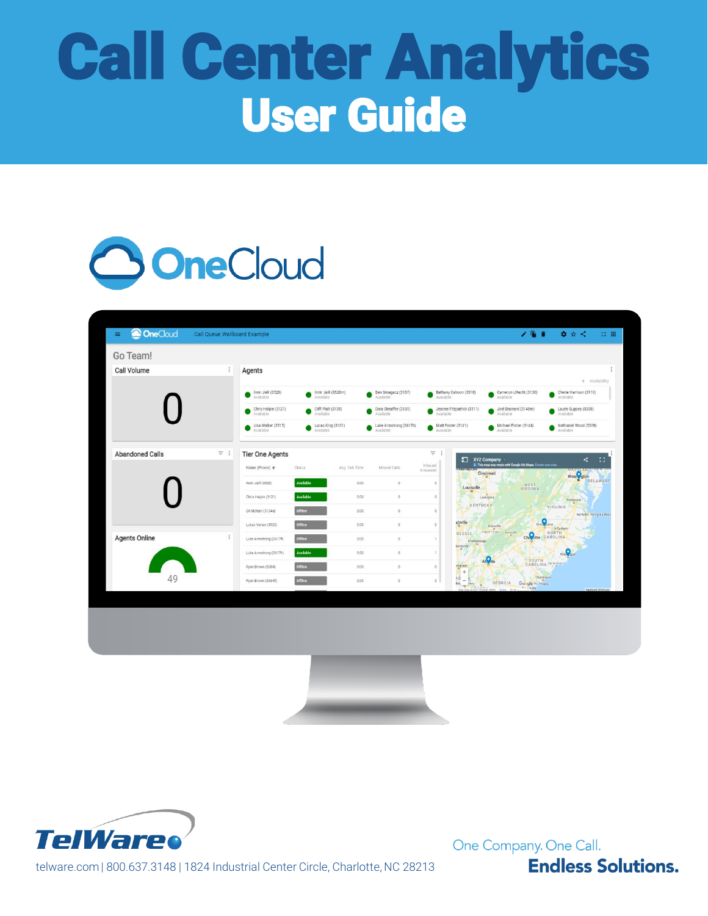# Call Center Analytics

## User Guide

OneCloud

TelWare

telware.com | 800.637.3148 | 1824 Industrial Center Circle, Charlotte, NC 28213

One Company. One Call.

**Endless Solutions.**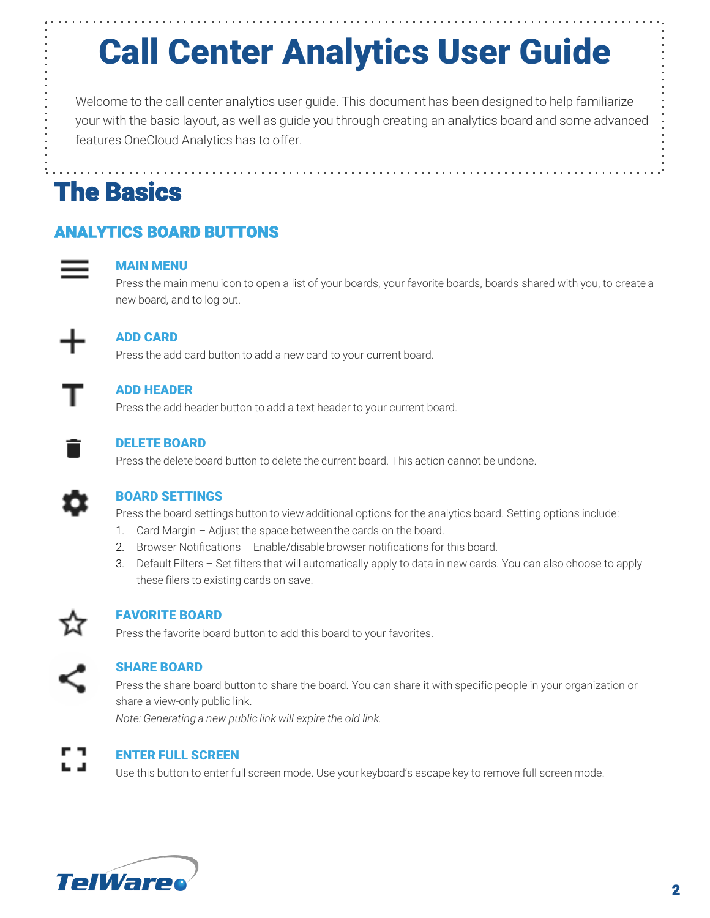# Call Center Analytics User Guide

Welcome to the call center analytics user guide. This document has been designed to help familiarize your with the basic layout, as well as guide you through creating an analytics board and some advanced features OneCloud Analytics has to offer.

## The Basics

### ANALYTICS BOARD BUTTONS

#### MAIN MENU

Press the main menu icon to open a list of your boards, your favorite boards, boards shared with you, to create a new board, and to log out.

#### ADD CARD

Press the add card button to add a new card to your current board.

#### ADD HEADER

Press the add header button to add a text header to your current board.

#### DELETE BOARD

Press the delete board button to delete the current board. This action cannot be undone.

#### BOARD SETTINGS

Press the board settings button to view additional options for the analytics board. Setting options include:

1. Card Margin – Adjust the space between the cards on the board.
2. Browser Notifications – Enable/disable browser notifications for this board.
3. Default Filters – Set filters that will automatically apply to data in new cards. You can also choose to apply these filers to existing cards on save.

#### FAVORITE BOARD

Press the favorite board button to add this board to your favorites.

#### SHARE BOARD

Press the share board button to share the board. You can share it with specific people in your organization or share a view-only public link.

*Note: Generating a new public link will expire the old link.*

#### ENTER FULL SCREEN

Use this button to enter full screen mode. Use your keyboard's escape key to remove full screen mode.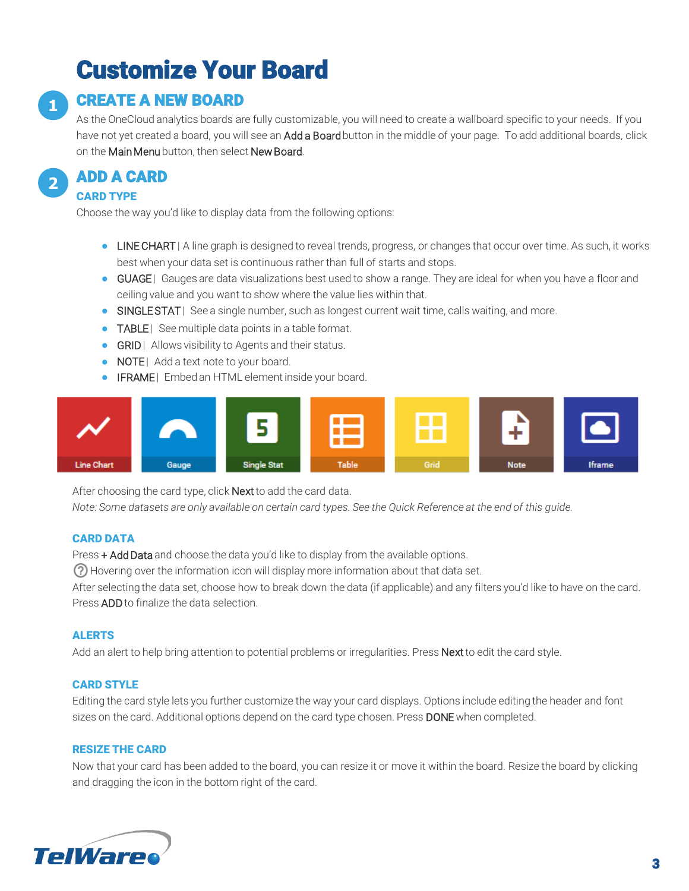# Customize Your Board

## 1 CREATE A NEW BOARD

As the OneCloud analytics boards are fully customizable, you will need to create a wallboard specific to your needs. If you have not yet created a board, you will see an Add a Board button in the middle of your page. To add additional boards, click on the Main Menu button, then select New Board.

## 2 ADD A CARD

### CARD TYPE

Choose the way you'd like to display data from the following options:

- LINE CHART | A line graph is designed to reveal trends, progress, or changes that occur over time. As such, it works best when your data set is continuous rather than full of starts and stops.
- GUAGE | Gauges are data visualizations best used to show a range. They are ideal for when you have a floor and ceiling value and you want to show where the value lies within that.
- SINGLE STAT | See a single number, such as longest current wait time, calls waiting, and more.
- TABLE | See multiple data points in a table format.
- GRID | Allows visibility to Agents and their status.
- NOTE | Add a text note to your board.
- IFRAME | Embed an HTML element inside your board.

Line Chart | Gauge | Single Stat | Table | Grid | Note | Iframe

After choosing the card type, click Next to add the card data.

*Note: Some datasets are only available on certain card types. See the Quick Reference at the end of this guide.*

### CARD DATA

Press + Add Data and choose the data you'd like to display from the available options.

Hovering over the information icon will display more information about that data set.

After selecting the data set, choose how to break down the data (if applicable) and any filters you'd like to have on the card. Press ADD to finalize the data selection.

### ALERTS

Add an alert to help bring attention to potential problems or irregularities. Press Next to edit the card style.

### CARD STYLE

Editing the card style lets you further customize the way your card displays. Options include editing the header and font sizes on the card. Additional options depend on the card type chosen. Press DONE when completed.

### RESIZE THE CARD

Now that your card has been added to the board, you can resize it or move it within the board. Resize the board by clicking and dragging the icon in the bottom right of the card.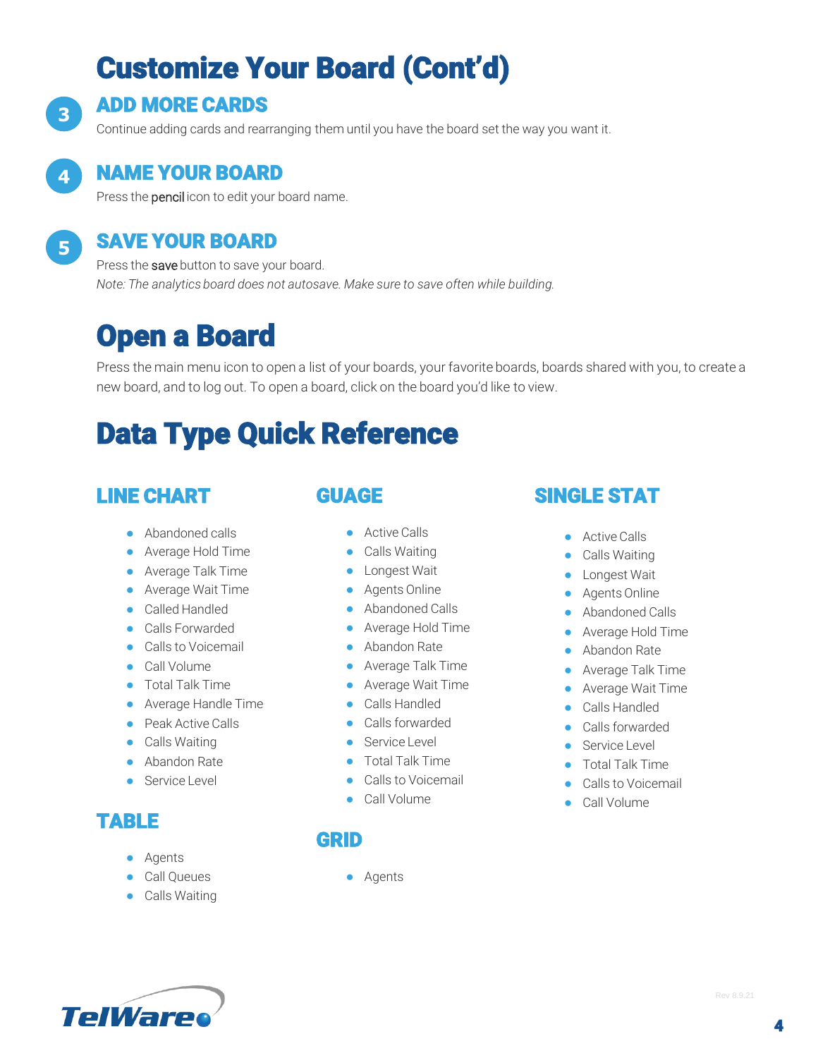# Customize Your Board (Cont'd)

## 3 ADD MORE CARDS

Continue adding cards and rearranging them until you have the board set the way you want it.

## 4 NAME YOUR BOARD

Press the pencil icon to edit your board name.

## 5 SAVE YOUR BOARD

Press the save button to save your board.
*Note: The analytics board does not autosave. Make sure to save often while building.*

# Open a Board

Press the main menu icon to open a list of your boards, your favorite boards, boards shared with you, to create a new board, and to log out. To open a board, click on the board you'd like to view.

# Data Type Quick Reference

### LINE CHART

- Abandoned calls
- Average Hold Time
- Average Talk Time
- Average Wait Time
- Called Handled
- Calls Forwarded
- Calls to Voicemail
- Call Volume
- Total Talk Time
- Average Handle Time
- Peak Active Calls
- Calls Waiting
- Abandon Rate
- Service Level

### TABLE

- Agents
- Call Queues
- Calls Waiting

### GUAGE

- Active Calls
- Calls Waiting
- Longest Wait
- Agents Online
- Abandoned Calls
- Average Hold Time
- Abandon Rate
- Average Talk Time
- Average Wait Time
- Calls Handled
- Calls forwarded
- Service Level
- Total Talk Time
- Calls to Voicemail
- Call Volume

### GRID

- Agents

### SINGLE STAT

- Active Calls
- Calls Waiting
- Longest Wait
- Agents Online
- Abandoned Calls
- Average Hold Time
- Abandon Rate
- Average Talk Time
- Average Wait Time
- Calls Handled
- Calls forwarded
- Service Level
- Total Talk Time
- Calls to Voicemail
- Call Volume

TelWare

Rev 8.9.21